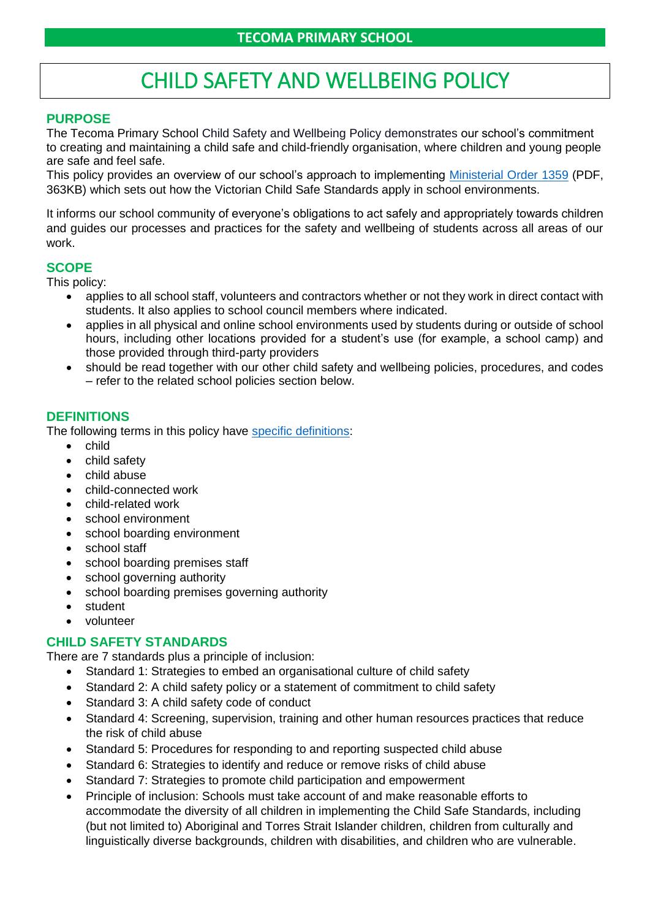**TECOMA PRIMARY SCHOOL**

# CHILD SAFETY AND WELLBEING POLICY

## PURPOSE

The Tecoma Primary School Child Safety and Wellbeing Policy demonstrates our school's commitment to creating and maintaining a child safe and child-friendly organisation, where children and young people are safe and feel safe.

This policy provides an overview of our school's approach to implementing [Ministerial Order 1359](#) (PDF, 363KB) which sets out how the Victorian Child Safe Standards apply in school environments.

It informs our school community of everyone's obligations to act safely and appropriately towards children and guides our processes and practices for the safety and wellbeing of students across all areas of our work.

## SCOPE

This policy:

- applies to all school staff, volunteers and contractors whether or not they work in direct contact with students. It also applies to school council members where indicated.
- applies in all physical and online school environments used by students during or outside of school hours, including other locations provided for a student's use (for example, a school camp) and those provided through third-party providers
- should be read together with our other child safety and wellbeing policies, procedures, and codes – refer to the related school policies section below.

## DEFINITIONS

The following terms in this policy have [specific definitions](#):

- child
- child safety
- child abuse
- child-connected work
- child-related work
- school environment
- school boarding environment
- school staff
- school boarding premises staff
- school governing authority
- school boarding premises governing authority
- student
- volunteer

## CHILD SAFETY STANDARDS

There are 7 standards plus a principle of inclusion:

- Standard 1: Strategies to embed an organisational culture of child safety
- Standard 2: A child safety policy or a statement of commitment to child safety
- Standard 3: A child safety code of conduct
- Standard 4: Screening, supervision, training and other human resources practices that reduce the risk of child abuse
- Standard 5: Procedures for responding to and reporting suspected child abuse
- Standard 6: Strategies to identify and reduce or remove risks of child abuse
- Standard 7: Strategies to promote child participation and empowerment
- Principle of inclusion: Schools must take account of and make reasonable efforts to accommodate the diversity of all children in implementing the Child Safe Standards, including (but not limited to) Aboriginal and Torres Strait Islander children, children from culturally and linguistically diverse backgrounds, children with disabilities, and children who are vulnerable.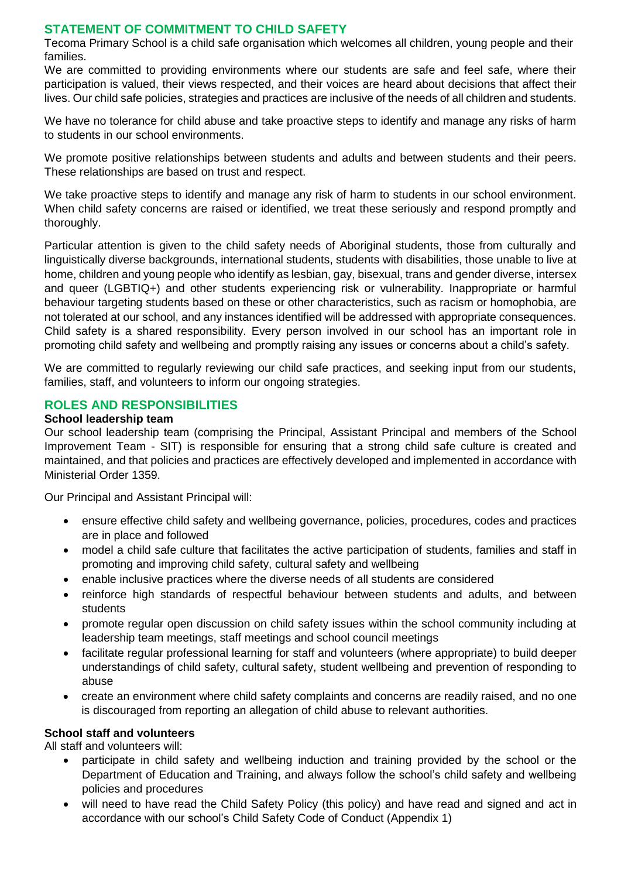## STATEMENT OF COMMITMENT TO CHILD SAFETY

Tecoma Primary School is a child safe organisation which welcomes all children, young people and their families.

We are committed to providing environments where our students are safe and feel safe, where their participation is valued, their views respected, and their voices are heard about decisions that affect their lives. Our child safe policies, strategies and practices are inclusive of the needs of all children and students.

We have no tolerance for child abuse and take proactive steps to identify and manage any risks of harm to students in our school environments.

We promote positive relationships between students and adults and between students and their peers. These relationships are based on trust and respect.

We take proactive steps to identify and manage any risk of harm to students in our school environment. When child safety concerns are raised or identified, we treat these seriously and respond promptly and thoroughly.

Particular attention is given to the child safety needs of Aboriginal students, those from culturally and linguistically diverse backgrounds, international students, students with disabilities, those unable to live at home, children and young people who identify as lesbian, gay, bisexual, trans and gender diverse, intersex and queer (LGBTIQ+) and other students experiencing risk or vulnerability. Inappropriate or harmful behaviour targeting students based on these or other characteristics, such as racism or homophobia, are not tolerated at our school, and any instances identified will be addressed with appropriate consequences. Child safety is a shared responsibility. Every person involved in our school has an important role in promoting child safety and wellbeing and promptly raising any issues or concerns about a child's safety.

We are committed to regularly reviewing our child safe practices, and seeking input from our students, families, staff, and volunteers to inform our ongoing strategies.

## ROLES AND RESPONSIBILITIES

### School leadership team

Our school leadership team (comprising the Principal, Assistant Principal and members of the School Improvement Team - SIT) is responsible for ensuring that a strong child safe culture is created and maintained, and that policies and practices are effectively developed and implemented in accordance with Ministerial Order 1359.

Our Principal and Assistant Principal will:

- ensure effective child safety and wellbeing governance, policies, procedures, codes and practices are in place and followed
- model a child safe culture that facilitates the active participation of students, families and staff in promoting and improving child safety, cultural safety and wellbeing
- enable inclusive practices where the diverse needs of all students are considered
- reinforce high standards of respectful behaviour between students and adults, and between students
- promote regular open discussion on child safety issues within the school community including at leadership team meetings, staff meetings and school council meetings
- facilitate regular professional learning for staff and volunteers (where appropriate) to build deeper understandings of child safety, cultural safety, student wellbeing and prevention of responding to abuse
- create an environment where child safety complaints and concerns are readily raised, and no one is discouraged from reporting an allegation of child abuse to relevant authorities.

### School staff and volunteers

All staff and volunteers will:

- participate in child safety and wellbeing induction and training provided by the school or the Department of Education and Training, and always follow the school's child safety and wellbeing policies and procedures
- will need to have read the Child Safety Policy (this policy) and have read and signed and act in accordance with our school's Child Safety Code of Conduct (Appendix 1)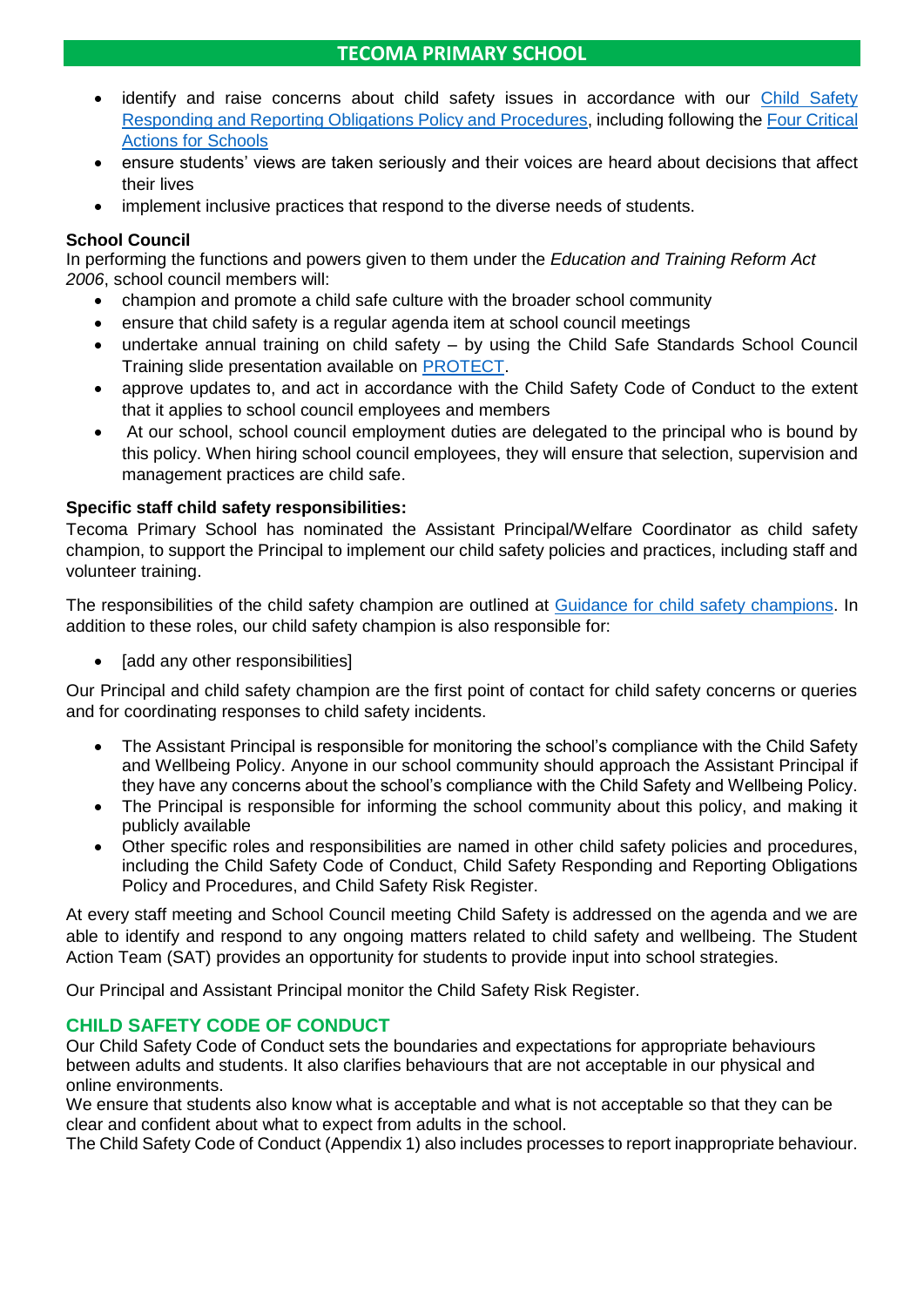- identify and raise concerns about child safety issues in accordance with our Child Safety Responding and Reporting Obligations Policy and Procedures, including following the Four Critical Actions for Schools
- ensure students' views are taken seriously and their voices are heard about decisions that affect their lives
- implement inclusive practices that respond to the diverse needs of students.

**School Council**

In performing the functions and powers given to them under the *Education and Training Reform Act 2006*, school council members will:

- champion and promote a child safe culture with the broader school community
- ensure that child safety is a regular agenda item at school council meetings
- undertake annual training on child safety – by using the Child Safe Standards School Council Training slide presentation available on PROTECT.
- approve updates to, and act in accordance with the Child Safety Code of Conduct to the extent that it applies to school council employees and members
- At our school, school council employment duties are delegated to the principal who is bound by this policy. When hiring school council employees, they will ensure that selection, supervision and management practices are child safe.

**Specific staff child safety responsibilities:**

Tecoma Primary School has nominated the Assistant Principal/Welfare Coordinator as child safety champion, to support the Principal to implement our child safety policies and practices, including staff and volunteer training.

The responsibilities of the child safety champion are outlined at Guidance for child safety champions. In addition to these roles, our child safety champion is also responsible for:

- [add any other responsibilities]

Our Principal and child safety champion are the first point of contact for child safety concerns or queries and for coordinating responses to child safety incidents.

- The Assistant Principal is responsible for monitoring the school's compliance with the Child Safety and Wellbeing Policy. Anyone in our school community should approach the Assistant Principal if they have any concerns about the school's compliance with the Child Safety and Wellbeing Policy.
- The Principal is responsible for informing the school community about this policy, and making it publicly available
- Other specific roles and responsibilities are named in other child safety policies and procedures, including the Child Safety Code of Conduct, Child Safety Responding and Reporting Obligations Policy and Procedures, and Child Safety Risk Register.

At every staff meeting and School Council meeting Child Safety is addressed on the agenda and we are able to identify and respond to any ongoing matters related to child safety and wellbeing. The Student Action Team (SAT) provides an opportunity for students to provide input into school strategies.

Our Principal and Assistant Principal monitor the Child Safety Risk Register.

## CHILD SAFETY CODE OF CONDUCT

Our Child Safety Code of Conduct sets the boundaries and expectations for appropriate behaviours between adults and students. It also clarifies behaviours that are not acceptable in our physical and online environments.

We ensure that students also know what is acceptable and what is not acceptable so that they can be clear and confident about what to expect from adults in the school.

The Child Safety Code of Conduct (Appendix 1) also includes processes to report inappropriate behaviour.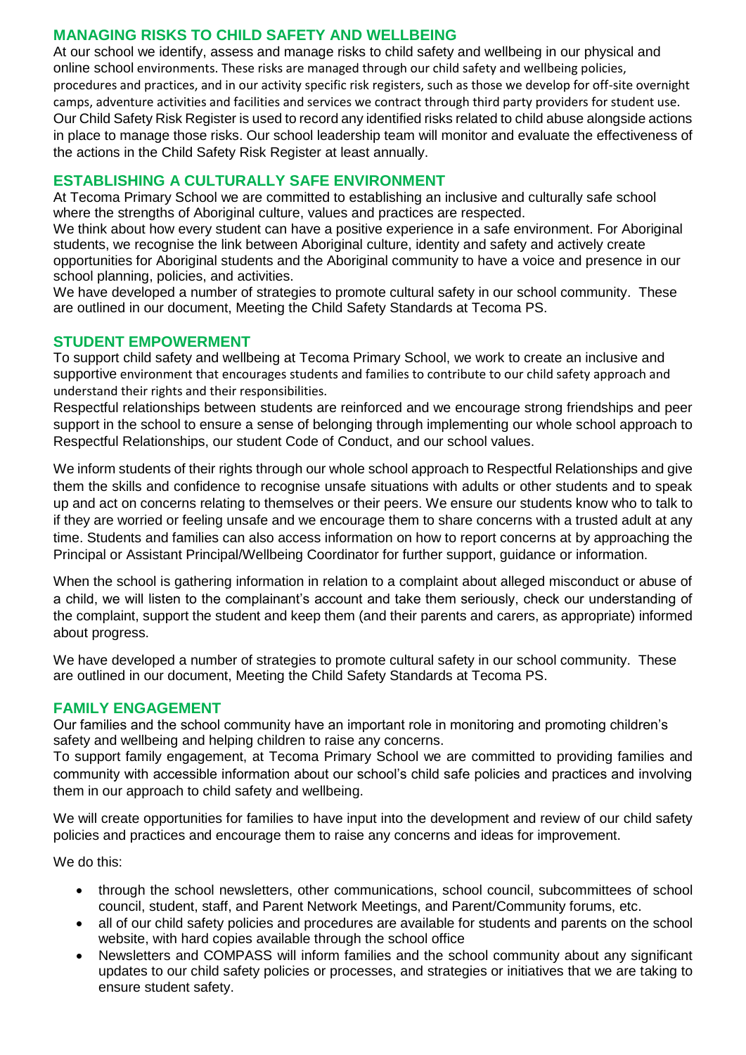## MANAGING RISKS TO CHILD SAFETY AND WELLBEING

At our school we identify, assess and manage risks to child safety and wellbeing in our physical and online school environments. These risks are managed through our child safety and wellbeing policies, procedures and practices, and in our activity specific risk registers, such as those we develop for off-site overnight camps, adventure activities and facilities and services we contract through third party providers for student use. Our Child Safety Risk Register is used to record any identified risks related to child abuse alongside actions in place to manage those risks. Our school leadership team will monitor and evaluate the effectiveness of the actions in the Child Safety Risk Register at least annually.

## ESTABLISHING A CULTURALLY SAFE ENVIRONMENT

At Tecoma Primary School we are committed to establishing an inclusive and culturally safe school where the strengths of Aboriginal culture, values and practices are respected.

We think about how every student can have a positive experience in a safe environment. For Aboriginal students, we recognise the link between Aboriginal culture, identity and safety and actively create opportunities for Aboriginal students and the Aboriginal community to have a voice and presence in our school planning, policies, and activities.

We have developed a number of strategies to promote cultural safety in our school community. These are outlined in our document, Meeting the Child Safety Standards at Tecoma PS.

## STUDENT EMPOWERMENT

To support child safety and wellbeing at Tecoma Primary School, we work to create an inclusive and supportive environment that encourages students and families to contribute to our child safety approach and understand their rights and their responsibilities.

Respectful relationships between students are reinforced and we encourage strong friendships and peer support in the school to ensure a sense of belonging through implementing our whole school approach to Respectful Relationships, our student Code of Conduct, and our school values.

We inform students of their rights through our whole school approach to Respectful Relationships and give them the skills and confidence to recognise unsafe situations with adults or other students and to speak up and act on concerns relating to themselves or their peers. We ensure our students know who to talk to if they are worried or feeling unsafe and we encourage them to share concerns with a trusted adult at any time. Students and families can also access information on how to report concerns at by approaching the Principal or Assistant Principal/Wellbeing Coordinator for further support, guidance or information.

When the school is gathering information in relation to a complaint about alleged misconduct or abuse of a child, we will listen to the complainant's account and take them seriously, check our understanding of the complaint, support the student and keep them (and their parents and carers, as appropriate) informed about progress.

We have developed a number of strategies to promote cultural safety in our school community. These are outlined in our document, Meeting the Child Safety Standards at Tecoma PS.

## FAMILY ENGAGEMENT

Our families and the school community have an important role in monitoring and promoting children's safety and wellbeing and helping children to raise any concerns.

To support family engagement, at Tecoma Primary School we are committed to providing families and community with accessible information about our school's child safe policies and practices and involving them in our approach to child safety and wellbeing.

We will create opportunities for families to have input into the development and review of our child safety policies and practices and encourage them to raise any concerns and ideas for improvement.

We do this:

- through the school newsletters, other communications, school council, subcommittees of school council, student, staff, and Parent Network Meetings, and Parent/Community forums, etc.
- all of our child safety policies and procedures are available for students and parents on the school website, with hard copies available through the school office
- Newsletters and COMPASS will inform families and the school community about any significant updates to our child safety policies or processes, and strategies or initiatives that we are taking to ensure student safety.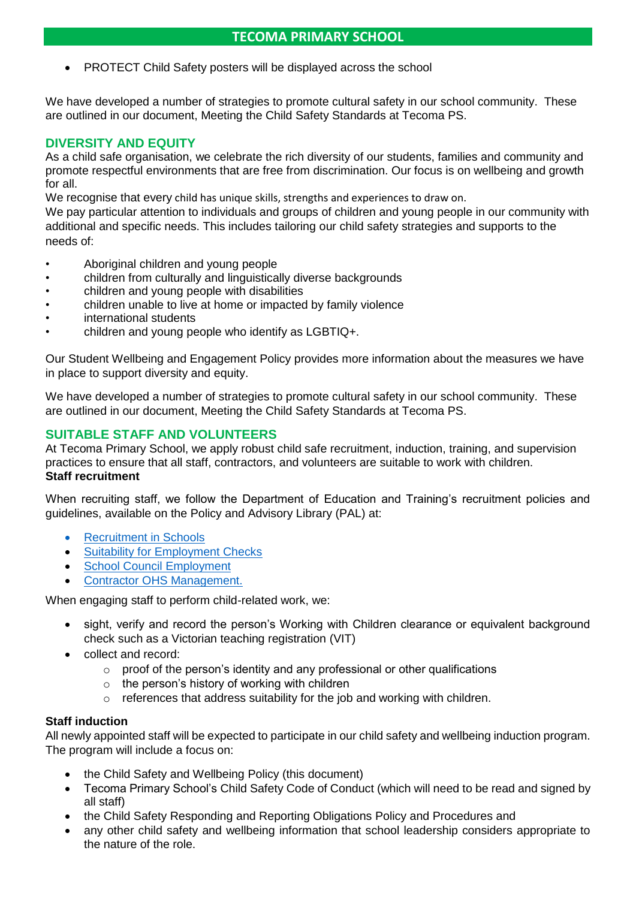- PROTECT Child Safety posters will be displayed across the school

We have developed a number of strategies to promote cultural safety in our school community. These are outlined in our document, Meeting the Child Safety Standards at Tecoma PS.

## DIVERSITY AND EQUITY

As a child safe organisation, we celebrate the rich diversity of our students, families and community and promote respectful environments that are free from discrimination. Our focus is on wellbeing and growth for all.

We recognise that every child has unique skills, strengths and experiences to draw on.

We pay particular attention to individuals and groups of children and young people in our community with additional and specific needs. This includes tailoring our child safety strategies and supports to the needs of:

- Aboriginal children and young people
- children from culturally and linguistically diverse backgrounds
- children and young people with disabilities
- children unable to live at home or impacted by family violence
- international students
- children and young people who identify as LGBTIQ+.

Our Student Wellbeing and Engagement Policy provides more information about the measures we have in place to support diversity and equity.

We have developed a number of strategies to promote cultural safety in our school community. These are outlined in our document, Meeting the Child Safety Standards at Tecoma PS.

## SUITABLE STAFF AND VOLUNTEERS

At Tecoma Primary School, we apply robust child safe recruitment, induction, training, and supervision practices to ensure that all staff, contractors, and volunteers are suitable to work with children.

**Staff recruitment**

When recruiting staff, we follow the Department of Education and Training's recruitment policies and guidelines, available on the Policy and Advisory Library (PAL) at:

- Recruitment in Schools
- Suitability for Employment Checks
- School Council Employment
- Contractor OHS Management.

When engaging staff to perform child-related work, we:

- sight, verify and record the person's Working with Children clearance or equivalent background check such as a Victorian teaching registration (VIT)
- collect and record:
  - proof of the person's identity and any professional or other qualifications
  - the person's history of working with children
  - references that address suitability for the job and working with children.

**Staff induction**

All newly appointed staff will be expected to participate in our child safety and wellbeing induction program. The program will include a focus on:

- the Child Safety and Wellbeing Policy (this document)
- Tecoma Primary School's Child Safety Code of Conduct (which will need to be read and signed by all staff)
- the Child Safety Responding and Reporting Obligations Policy and Procedures and
- any other child safety and wellbeing information that school leadership considers appropriate to the nature of the role.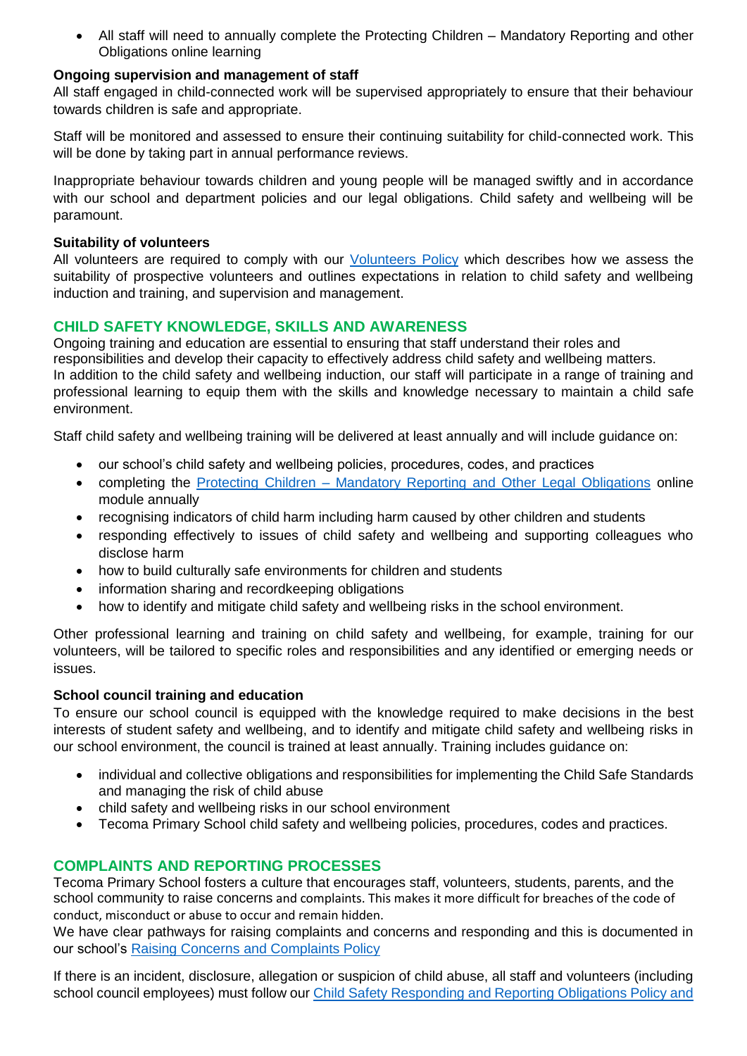- All staff will need to annually complete the Protecting Children – Mandatory Reporting and other Obligations online learning

**Ongoing supervision and management of staff**

All staff engaged in child-connected work will be supervised appropriately to ensure that their behaviour towards children is safe and appropriate.

Staff will be monitored and assessed to ensure their continuing suitability for child-connected work. This will be done by taking part in annual performance reviews.

Inappropriate behaviour towards children and young people will be managed swiftly and in accordance with our school and department policies and our legal obligations. Child safety and wellbeing will be paramount.

**Suitability of volunteers**

All volunteers are required to comply with our [Volunteers Policy] which describes how we assess the suitability of prospective volunteers and outlines expectations in relation to child safety and wellbeing induction and training, and supervision and management.

## CHILD SAFETY KNOWLEDGE, SKILLS AND AWARENESS

Ongoing training and education are essential to ensuring that staff understand their roles and responsibilities and develop their capacity to effectively address child safety and wellbeing matters.
In addition to the child safety and wellbeing induction, our staff will participate in a range of training and professional learning to equip them with the skills and knowledge necessary to maintain a child safe environment.

Staff child safety and wellbeing training will be delivered at least annually and will include guidance on:

- our school's child safety and wellbeing policies, procedures, codes, and practices
- completing the [Protecting Children – Mandatory Reporting and Other Legal Obligations] online module annually
- recognising indicators of child harm including harm caused by other children and students
- responding effectively to issues of child safety and wellbeing and supporting colleagues who disclose harm
- how to build culturally safe environments for children and students
- information sharing and recordkeeping obligations
- how to identify and mitigate child safety and wellbeing risks in the school environment.

Other professional learning and training on child safety and wellbeing, for example, training for our volunteers, will be tailored to specific roles and responsibilities and any identified or emerging needs or issues.

**School council training and education**

To ensure our school council is equipped with the knowledge required to make decisions in the best interests of student safety and wellbeing, and to identify and mitigate child safety and wellbeing risks in our school environment, the council is trained at least annually. Training includes guidance on:

- individual and collective obligations and responsibilities for implementing the Child Safe Standards and managing the risk of child abuse
- child safety and wellbeing risks in our school environment
- Tecoma Primary School child safety and wellbeing policies, procedures, codes and practices.

## COMPLAINTS AND REPORTING PROCESSES

Tecoma Primary School fosters a culture that encourages staff, volunteers, students, parents, and the school community to raise concerns and complaints. This makes it more difficult for breaches of the code of conduct, misconduct or abuse to occur and remain hidden.
We have clear pathways for raising complaints and concerns and responding and this is documented in our school's [Raising Concerns and Complaints Policy]

If there is an incident, disclosure, allegation or suspicion of child abuse, all staff and volunteers (including school council employees) must follow our [Child Safety Responding and Reporting Obligations Policy and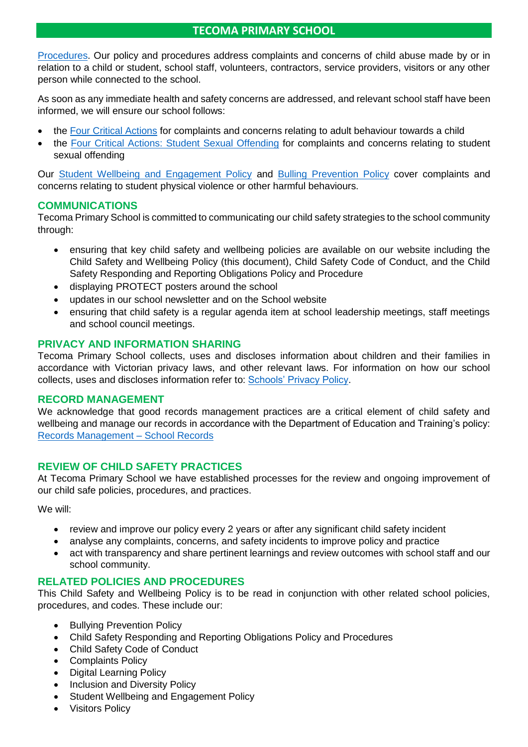[Procedures](). Our policy and procedures address complaints and concerns of child abuse made by or in relation to a child or student, school staff, volunteers, contractors, service providers, visitors or any other person while connected to the school.

As soon as any immediate health and safety concerns are addressed, and relevant school staff have been informed, we will ensure our school follows:

- the Four Critical Actions for complaints and concerns relating to adult behaviour towards a child
- the Four Critical Actions: Student Sexual Offending for complaints and concerns relating to student sexual offending

Our Student Wellbeing and Engagement Policy and Bulling Prevention Policy cover complaints and concerns relating to student physical violence or other harmful behaviours.

## COMMUNICATIONS

Tecoma Primary School is committed to communicating our child safety strategies to the school community through:

- ensuring that key child safety and wellbeing policies are available on our website including the Child Safety and Wellbeing Policy (this document), Child Safety Code of Conduct, and the Child Safety Responding and Reporting Obligations Policy and Procedure
- displaying PROTECT posters around the school
- updates in our school newsletter and on the School website
- ensuring that child safety is a regular agenda item at school leadership meetings, staff meetings and school council meetings.

## PRIVACY AND INFORMATION SHARING

Tecoma Primary School collects, uses and discloses information about children and their families in accordance with Victorian privacy laws, and other relevant laws. For information on how our school collects, uses and discloses information refer to: Schools' Privacy Policy.

## RECORD MANAGEMENT

We acknowledge that good records management practices are a critical element of child safety and wellbeing and manage our records in accordance with the Department of Education and Training's policy: Records Management – School Records

## REVIEW OF CHILD SAFETY PRACTICES

At Tecoma Primary School we have established processes for the review and ongoing improvement of our child safe policies, procedures, and practices.

We will:

- review and improve our policy every 2 years or after any significant child safety incident
- analyse any complaints, concerns, and safety incidents to improve policy and practice
- act with transparency and share pertinent learnings and review outcomes with school staff and our school community.

## RELATED POLICIES AND PROCEDURES

This Child Safety and Wellbeing Policy is to be read in conjunction with other related school policies, procedures, and codes. These include our:

- Bullying Prevention Policy
- Child Safety Responding and Reporting Obligations Policy and Procedures
- Child Safety Code of Conduct
- Complaints Policy
- Digital Learning Policy
- Inclusion and Diversity Policy
- Student Wellbeing and Engagement Policy
- Visitors Policy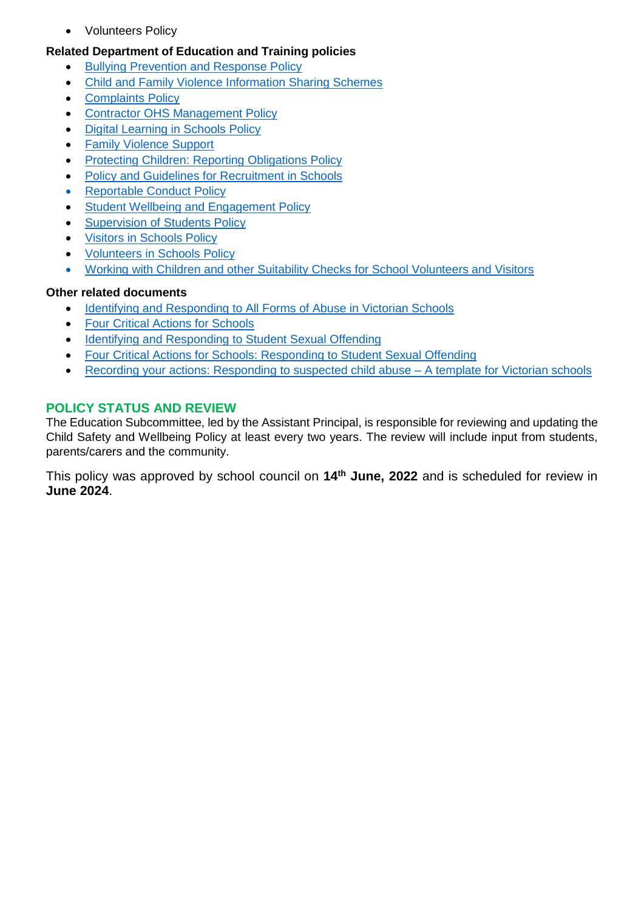- Volunteers Policy

**Related Department of Education and Training policies**

- Bullying Prevention and Response Policy
- Child and Family Violence Information Sharing Schemes
- Complaints Policy
- Contractor OHS Management Policy
- Digital Learning in Schools Policy
- Family Violence Support
- Protecting Children: Reporting Obligations Policy
- Policy and Guidelines for Recruitment in Schools
- Reportable Conduct Policy
- Student Wellbeing and Engagement Policy
- Supervision of Students Policy
- Visitors in Schools Policy
- Volunteers in Schools Policy
- Working with Children and other Suitability Checks for School Volunteers and Visitors

**Other related documents**

- Identifying and Responding to All Forms of Abuse in Victorian Schools
- Four Critical Actions for Schools
- Identifying and Responding to Student Sexual Offending
- Four Critical Actions for Schools: Responding to Student Sexual Offending
- Recording your actions: Responding to suspected child abuse – A template for Victorian schools

## POLICY STATUS AND REVIEW

The Education Subcommittee, led by the Assistant Principal, is responsible for reviewing and updating the Child Safety and Wellbeing Policy at least every two years. The review will include input from students, parents/carers and the community.

This policy was approved by school council on **14th June, 2022** and is scheduled for review in **June 2024**.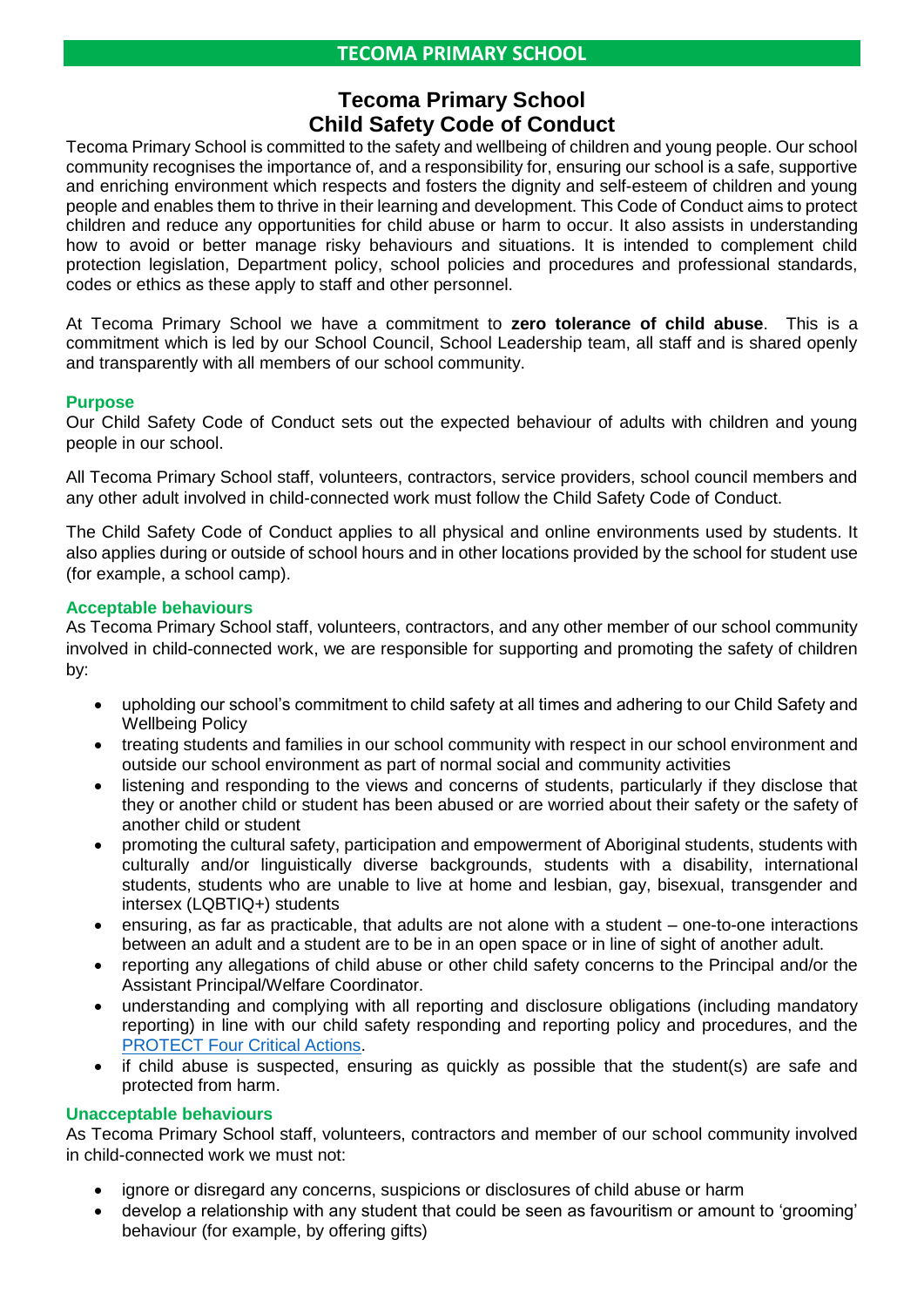# Tecoma Primary School
## Child Safety Code of Conduct

Tecoma Primary School is committed to the safety and wellbeing of children and young people. Our school community recognises the importance of, and a responsibility for, ensuring our school is a safe, supportive and enriching environment which respects and fosters the dignity and self-esteem of children and young people and enables them to thrive in their learning and development. This Code of Conduct aims to protect children and reduce any opportunities for child abuse or harm to occur. It also assists in understanding how to avoid or better manage risky behaviours and situations. It is intended to complement child protection legislation, Department policy, school policies and procedures and professional standards, codes or ethics as these apply to staff and other personnel.

At Tecoma Primary School we have a commitment to **zero tolerance of child abuse**. This is a commitment which is led by our School Council, School Leadership team, all staff and is shared openly and transparently with all members of our school community.

### Purpose

Our Child Safety Code of Conduct sets out the expected behaviour of adults with children and young people in our school.

All Tecoma Primary School staff, volunteers, contractors, service providers, school council members and any other adult involved in child-connected work must follow the Child Safety Code of Conduct.

The Child Safety Code of Conduct applies to all physical and online environments used by students. It also applies during or outside of school hours and in other locations provided by the school for student use (for example, a school camp).

### Acceptable behaviours

As Tecoma Primary School staff, volunteers, contractors, and any other member of our school community involved in child-connected work, we are responsible for supporting and promoting the safety of children by:

- upholding our school's commitment to child safety at all times and adhering to our Child Safety and Wellbeing Policy
- treating students and families in our school community with respect in our school environment and outside our school environment as part of normal social and community activities
- listening and responding to the views and concerns of students, particularly if they disclose that they or another child or student has been abused or are worried about their safety or the safety of another child or student
- promoting the cultural safety, participation and empowerment of Aboriginal students, students with culturally and/or linguistically diverse backgrounds, students with a disability, international students, students who are unable to live at home and lesbian, gay, bisexual, transgender and intersex (LQBTIQ+) students
- ensuring, as far as practicable, that adults are not alone with a student – one-to-one interactions between an adult and a student are to be in an open space or in line of sight of another adult.
- reporting any allegations of child abuse or other child safety concerns to the Principal and/or the Assistant Principal/Welfare Coordinator.
- understanding and complying with all reporting and disclosure obligations (including mandatory reporting) in line with our child safety responding and reporting policy and procedures, and the PROTECT Four Critical Actions.
- if child abuse is suspected, ensuring as quickly as possible that the student(s) are safe and protected from harm.

### Unacceptable behaviours

As Tecoma Primary School staff, volunteers, contractors and member of our school community involved in child-connected work we must not:

- ignore or disregard any concerns, suspicions or disclosures of child abuse or harm
- develop a relationship with any student that could be seen as favouritism or amount to 'grooming' behaviour (for example, by offering gifts)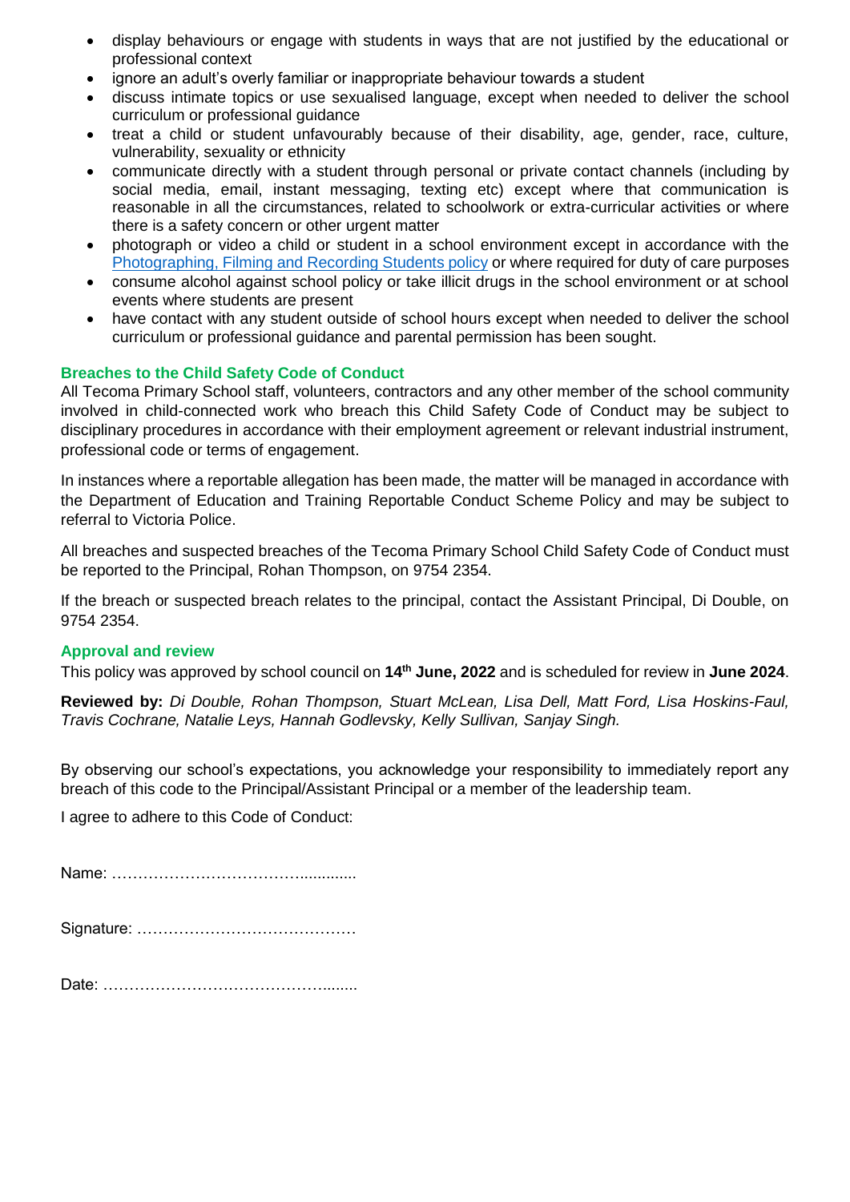- display behaviours or engage with students in ways that are not justified by the educational or professional context
- ignore an adult's overly familiar or inappropriate behaviour towards a student
- discuss intimate topics or use sexualised language, except when needed to deliver the school curriculum or professional guidance
- treat a child or student unfavourably because of their disability, age, gender, race, culture, vulnerability, sexuality or ethnicity
- communicate directly with a student through personal or private contact channels (including by social media, email, instant messaging, texting etc) except where that communication is reasonable in all the circumstances, related to schoolwork or extra-curricular activities or where there is a safety concern or other urgent matter
- photograph or video a child or student in a school environment except in accordance with the Photographing, Filming and Recording Students policy or where required for duty of care purposes
- consume alcohol against school policy or take illicit drugs in the school environment or at school events where students are present
- have contact with any student outside of school hours except when needed to deliver the school curriculum or professional guidance and parental permission has been sought.

### Breaches to the Child Safety Code of Conduct

All Tecoma Primary School staff, volunteers, contractors and any other member of the school community involved in child-connected work who breach this Child Safety Code of Conduct may be subject to disciplinary procedures in accordance with their employment agreement or relevant industrial instrument, professional code or terms of engagement.

In instances where a reportable allegation has been made, the matter will be managed in accordance with the Department of Education and Training Reportable Conduct Scheme Policy and may be subject to referral to Victoria Police.

All breaches and suspected breaches of the Tecoma Primary School Child Safety Code of Conduct must be reported to the Principal, Rohan Thompson, on 9754 2354.

If the breach or suspected breach relates to the principal, contact the Assistant Principal, Di Double, on 9754 2354.

### Approval and review

This policy was approved by school council on **14th June, 2022** and is scheduled for review in **June 2024**.

**Reviewed by:** *Di Double, Rohan Thompson, Stuart McLean, Lisa Dell, Matt Ford, Lisa Hoskins-Faul, Travis Cochrane, Natalie Leys, Hannah Godlevsky, Kelly Sullivan, Sanjay Singh.*

By observing our school's expectations, you acknowledge your responsibility to immediately report any breach of this code to the Principal/Assistant Principal or a member of the leadership team.

I agree to adhere to this Code of Conduct:

Name: …………………………………............

Signature: ……………………………………

Date: ……………………………………........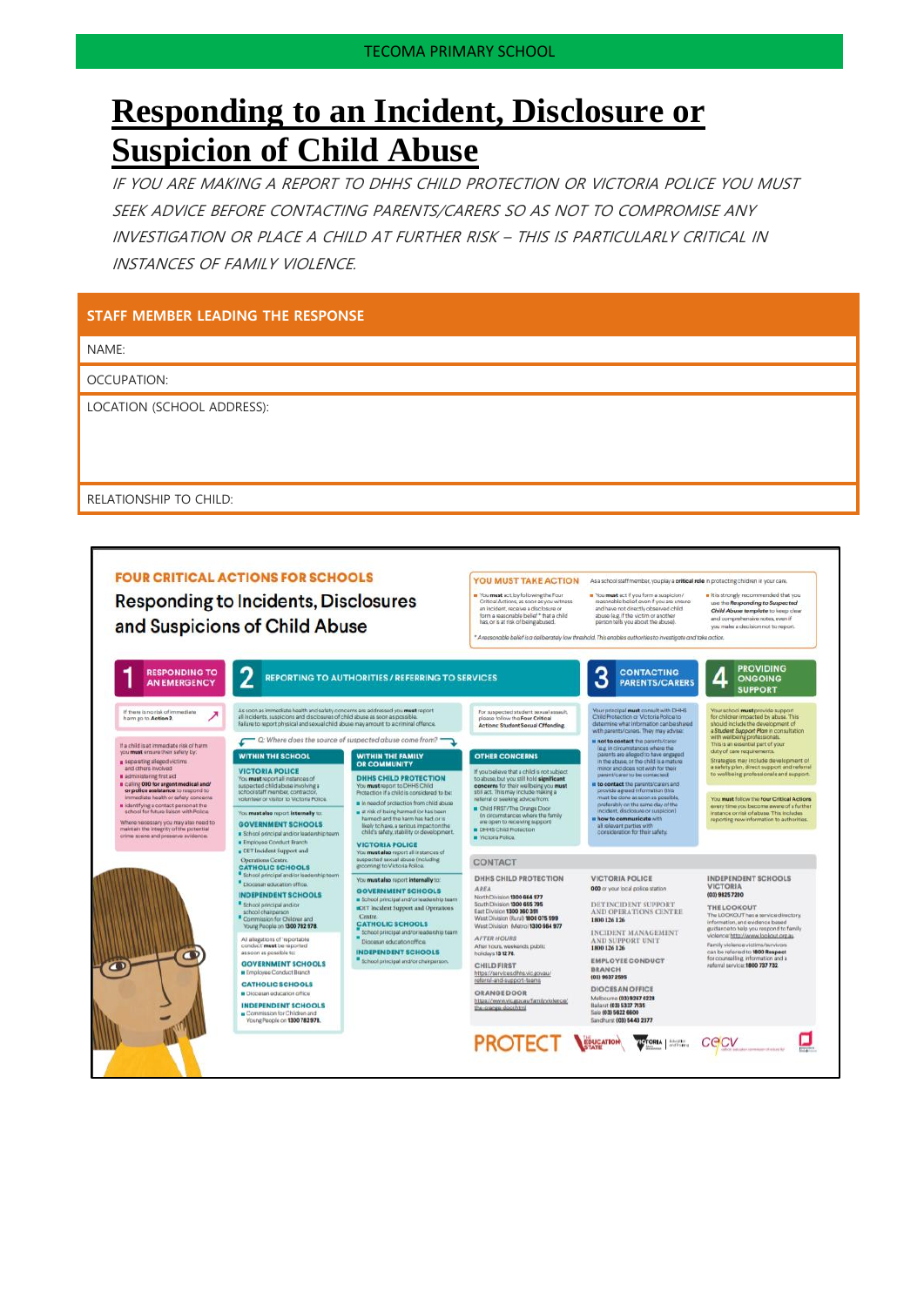# Responding to an Incident, Disclosure or Suspicion of Child Abuse

*IF YOU ARE MAKING A REPORT TO DHHS CHILD PROTECTION OR VICTORIA POLICE YOU MUST SEEK ADVICE BEFORE CONTACTING PARENTS/CARERS SO AS NOT TO COMPROMISE ANY INVESTIGATION OR PLACE A CHILD AT FURTHER RISK – THIS IS PARTICULARLY CRITICAL IN INSTANCES OF FAMILY VIOLENCE.*

| STAFF MEMBER LEADING THE RESPONSE |
|---|
| NAME: |
| OCCUPATION: |
| LOCATION (SCHOOL ADDRESS): |
| RELATIONSHIP TO CHILD: |

## FOUR CRITICAL ACTIONS FOR SCHOOLS

### Responding to Incidents, Disclosures and Suspicions of Child Abuse

**YOU MUST TAKE ACTION** — As a school staff member, you play a **critical role** in protecting children in your care.

- You **must** act, by following the Four Critical Actions, as soon as you witness an incident, receive a disclosure or form a reasonable belief* that a child has, or is at risk of being abused.
- You **must** act if you form a suspicion/reasonable belief even if you are unsure and have not directly observed child abuse (e.g. if the victim or another person tells you about the abuse).
- It is strongly recommended that you use the **Responding to Suspected Child Abuse template** to keep clear and comprehensive notes, even if you make a decision not to report.

*A reasonable belief is a deliberately low threshold. This enables authorities to investigate and take action.

### 1 RESPONDING TO AN EMERGENCY

If there is no risk of immediate harm go to **Action 2**.

If a child is at immediate risk of harm you **must** ensure their safety by:
- separating alleged victims and others involved
- administering first aid
- calling **000 for urgent medical and/or police assistance** to respond to immediate health or safety concerns
- identifying a contact person at the school for future liaison with Police.

Where necessary you may also need to maintain the integrity of the potential crime scene and preserve evidence.

### 2 REPORTING TO AUTHORITIES / REFERRING TO SERVICES

As soon as immediate health and safety concerns are addressed you **must** report all incidents, suspicions and disclosures of child abuse as soon as possible. Failure to report physical and sexual child abuse may amount to a criminal offence.

For suspected student sexual assault, please follow the **Four Critical Actions: Student Sexual Offending**.

Q: Where does the source of suspected abuse come from?

**WITHIN THE SCHOOL**

**VICTORIA POLICE**
You **must** report all instances of suspected child abuse involving a school staff member, contractor, volunteer or visitor to Victoria Police.

You **must also** report **internally** to:

**GOVERNMENT SCHOOLS**
- School principal and/or leadership team
- Employee Conduct Branch
- DET Incident Support and Operations Centre.

**CATHOLIC SCHOOLS**
- School principal and/or leadership team
- Diocesan education office.

**INDEPENDENT SCHOOLS**
- School principal and/or school chairperson
- Commission for Children and Young People on 1300 782 978.

All allegations of 'reportable conduct' **must** be reported as soon as possible to:

**GOVERNMENT SCHOOLS**
- Employee Conduct Branch

**CATHOLIC SCHOOLS**
- Diocesan education office

**INDEPENDENT SCHOOLS**
- Commission for Children and Young People on 1300 782 978.

**WITHIN THE FAMILY OR COMMUNITY**

**DHHS CHILD PROTECTION**
You **must** report to DHHS Child Protection if a child is considered to be:
- in need of protection from child abuse
- at risk of being harmed (or has been harmed) and the harm has had, or is likely to have, a serious impact on the child's safety, stability or development.

**VICTORIA POLICE**
You **must also** report all instances of suspected sexual abuse (including grooming) to Victoria Police.

You **must also** report **internally** to:

**GOVERNMENT SCHOOLS**
- School principal and/or leadership team
- DET Incident Support and Operations Centre.

**CATHOLIC SCHOOLS**
- School principal and/or leadership team
- Diocesan education office

**INDEPENDENT SCHOOLS**
- School principal and/or chairperson.

**OTHER CONCERNS**

If you believe that a child is not subject to abuse, but you still hold **significant concerns** for their wellbeing you **must** still act. This may include making a referral or seeking advice from:
- Child FIRST/The Orange Door (in circumstances where the family are open to receiving support)
- DHHS Child Protection
- Victoria Police.

### 3 CONTACTING PARENTS/CARERS

Your principal **must** consult with DHHS Child Protection or Victoria Police to determine what information can be shared with parents/carers. They may advise:
- **not to contact** the parents/carer (e.g. in circumstances where the parents are alleged to have engaged in the abuse, or the child is a mature minor and does not wish for their parent/carer to be contacted)
- **to contact** the parents/carers and provide agreed information (this must be done as soon as possible, preferably on the same day of the incident, disclosure or suspicion)
- **how to communicate** with all relevant parties with consideration for their safety.

### 4 PROVIDING ONGOING SUPPORT

Your school **must** provide support for children impacted by abuse. This should include the development of a **Student Support Plan** in consultation with wellbeing professionals. This is an essential part of your duty of care requirements.

Strategies may include development of a safety plan, direct support and referral to wellbeing professionals and support.

You **must** follow the **Four Critical Actions** every time you become aware of a further instance or risk of abuse. This includes reporting new information to authorities.

### CONTACT

**DHHS CHILD PROTECTION**

*AREA*
North Division 1300 664 977
South Division 1300 655 795
East Division 1300 360 391
West Division (Rural) 1800 075 599
West Division (Metro) 1300 664 977

*AFTER HOURS*
After hours, weekends, public holidays 13 12 78

**CHILD FIRST**
https://services.dhhs.vic.gov.au/referral-and-support-teams

**ORANGE DOOR**
https://www.vic.gov.au/familyviolence/the-orange-door.html

**VICTORIA POLICE**
000 or your local police station

**DET INCIDENT SUPPORT AND OPERATIONS CENTRE**
1800 126 126

**INCIDENT MANAGEMENT AND SUPPORT UNIT**
1800 126 126

**EMPLOYEE CONDUCT BRANCH**
(03) 9637 2595

**DIOCESAN OFFICE**
Melbourne (03) 9267 0228
Ballarat (03) 5337 7135
Sale (03) 5622 6600
Sandhurst (03) 5443 2377

**INDEPENDENT SCHOOLS VICTORIA**
(03) 9825 7200

**THE LOOKOUT**
The LOOKOUT has a service directory, information, and evidence based guidance to help you respond to family violence: http://www.thelookout.org.au
Family violence victims/survivors can be referred to 1800 Respect for counselling, information and a referral service: 1800 737 732

PROTECT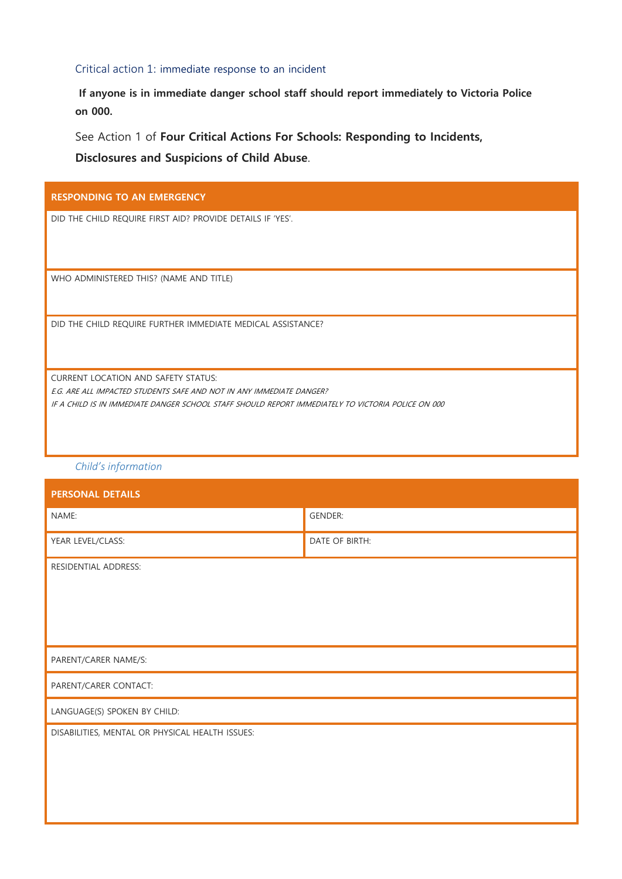### Critical action 1: immediate response to an incident

**If anyone is in immediate danger school staff should report immediately to Victoria Police on 000.**

See Action 1 of **Four Critical Actions For Schools: Responding to Incidents, Disclosures and Suspicions of Child Abuse**.

| RESPONDING TO AN EMERGENCY |
| --- |
| DID THE CHILD REQUIRE FIRST AID? PROVIDE DETAILS IF 'YES'. |
| WHO ADMINISTERED THIS? (NAME AND TITLE) |
| DID THE CHILD REQUIRE FURTHER IMMEDIATE MEDICAL ASSISTANCE? |
| CURRENT LOCATION AND SAFETY STATUS:<br>*E.G. ARE ALL IMPACTED STUDENTS SAFE AND NOT IN ANY IMMEDIATE DANGER?*<br>*IF A CHILD IS IN IMMEDIATE DANGER SCHOOL STAFF SHOULD REPORT IMMEDIATELY TO VICTORIA POLICE ON 000* |

*Child's information*

| PERSONAL DETAILS | |
| --- | --- |
| NAME: | GENDER: |
| YEAR LEVEL/CLASS: | DATE OF BIRTH: |
| RESIDENTIAL ADDRESS: | |
| PARENT/CARER NAME/S: | |
| PARENT/CARER CONTACT: | |
| LANGUAGE(S) SPOKEN BY CHILD: | |
| DISABILITIES, MENTAL OR PHYSICAL HEALTH ISSUES: | |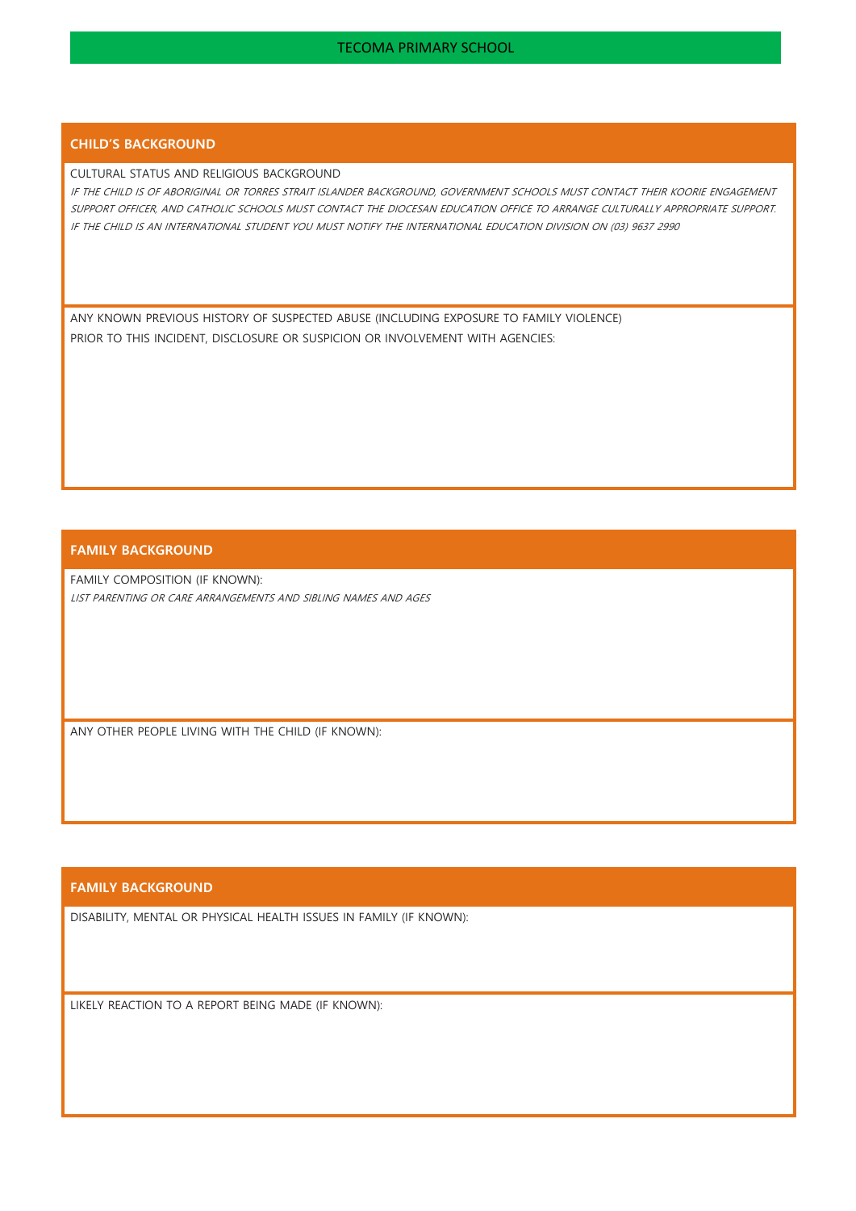## CHILD'S BACKGROUND

CULTURAL STATUS AND RELIGIOUS BACKGROUND

*IF THE CHILD IS OF ABORIGINAL OR TORRES STRAIT ISLANDER BACKGROUND, GOVERNMENT SCHOOLS MUST CONTACT THEIR KOORIE ENGAGEMENT SUPPORT OFFICER, AND CATHOLIC SCHOOLS MUST CONTACT THE DIOCESAN EDUCATION OFFICE TO ARRANGE CULTURALLY APPROPRIATE SUPPORT. IF THE CHILD IS AN INTERNATIONAL STUDENT YOU MUST NOTIFY THE INTERNATIONAL EDUCATION DIVISION ON (03) 9637 2990*

ANY KNOWN PREVIOUS HISTORY OF SUSPECTED ABUSE (INCLUDING EXPOSURE TO FAMILY VIOLENCE) PRIOR TO THIS INCIDENT, DISCLOSURE OR SUSPICION OR INVOLVEMENT WITH AGENCIES:

## FAMILY BACKGROUND

FAMILY COMPOSITION (IF KNOWN):

*LIST PARENTING OR CARE ARRANGEMENTS AND SIBLING NAMES AND AGES*

ANY OTHER PEOPLE LIVING WITH THE CHILD (IF KNOWN):

## FAMILY BACKGROUND

DISABILITY, MENTAL OR PHYSICAL HEALTH ISSUES IN FAMILY (IF KNOWN):

LIKELY REACTION TO A REPORT BEING MADE (IF KNOWN):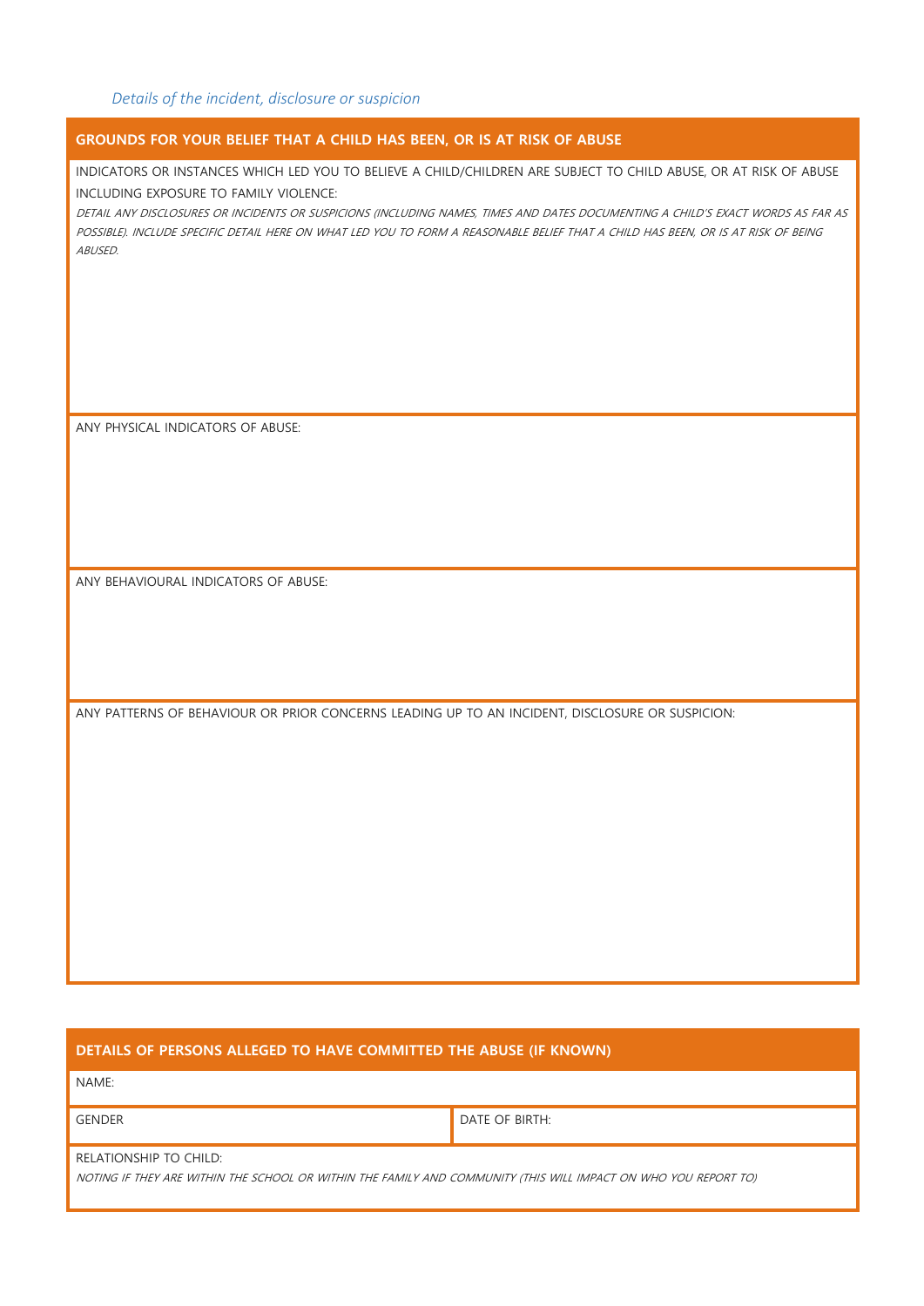*Details of the incident, disclosure or suspicion*

| GROUNDS FOR YOUR BELIEF THAT A CHILD HAS BEEN, OR IS AT RISK OF ABUSE |
| --- |
| INDICATORS OR INSTANCES WHICH LED YOU TO BELIEVE A CHILD/CHILDREN ARE SUBJECT TO CHILD ABUSE, OR AT RISK OF ABUSE INCLUDING EXPOSURE TO FAMILY VIOLENCE:<br>*DETAIL ANY DISCLOSURES OR INCIDENTS OR SUSPICIONS (INCLUDING NAMES, TIMES AND DATES DOCUMENTING A CHILD'S EXACT WORDS AS FAR AS POSSIBLE). INCLUDE SPECIFIC DETAIL HERE ON WHAT LED YOU TO FORM A REASONABLE BELIEF THAT A CHILD HAS BEEN, OR IS AT RISK OF BEING ABUSED.* |
| ANY PHYSICAL INDICATORS OF ABUSE: |
| ANY BEHAVIOURAL INDICATORS OF ABUSE: |
| ANY PATTERNS OF BEHAVIOUR OR PRIOR CONCERNS LEADING UP TO AN INCIDENT, DISCLOSURE OR SUSPICION: |

| DETAILS OF PERSONS ALLEGED TO HAVE COMMITTED THE ABUSE (IF KNOWN) | |
| --- | --- |
| NAME: | |
| GENDER | DATE OF BIRTH: |
| RELATIONSHIP TO CHILD:<br>*NOTING IF THEY ARE WITHIN THE SCHOOL OR WITHIN THE FAMILY AND COMMUNITY (THIS WILL IMPACT ON WHO YOU REPORT TO)* | |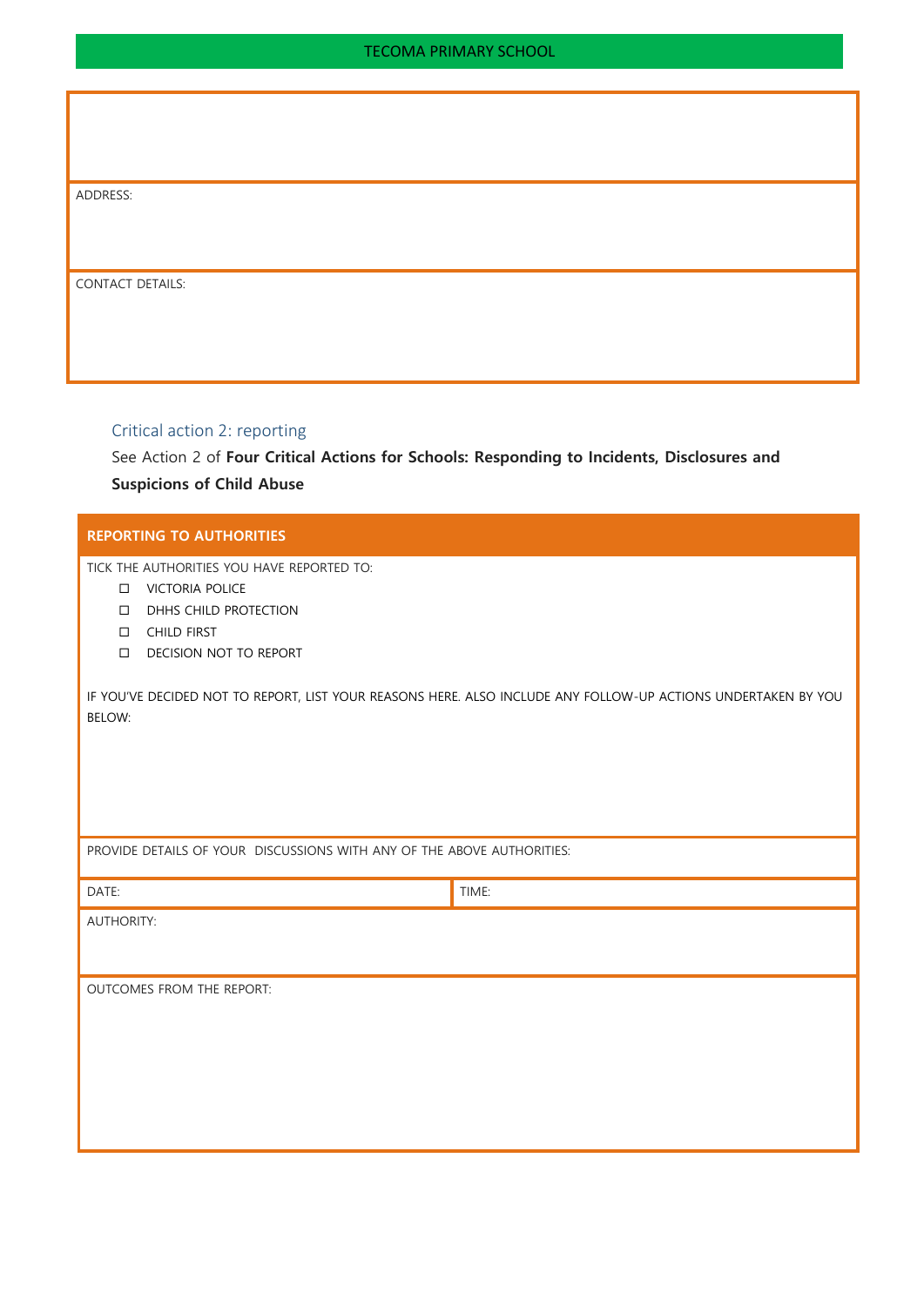| |
|---|
| |
| ADDRESS: |
| CONTACT DETAILS: |

### Critical action 2: reporting

See Action 2 of **Four Critical Actions for Schools: Responding to Incidents, Disclosures and Suspicions of Child Abuse**

| **REPORTING TO AUTHORITIES** | |
|---|---|
| TICK THE AUTHORITIES YOU HAVE REPORTED TO:<br>☐ VICTORIA POLICE<br>☐ DHHS CHILD PROTECTION<br>☐ CHILD FIRST<br>☐ DECISION NOT TO REPORT<br><br>IF YOU'VE DECIDED NOT TO REPORT, LIST YOUR REASONS HERE. ALSO INCLUDE ANY FOLLOW-UP ACTIONS UNDERTAKEN BY YOU BELOW: | |
| PROVIDE DETAILS OF YOUR DISCUSSIONS WITH ANY OF THE ABOVE AUTHORITIES: | |
| DATE: | TIME: |
| AUTHORITY: | |
| OUTCOMES FROM THE REPORT: | |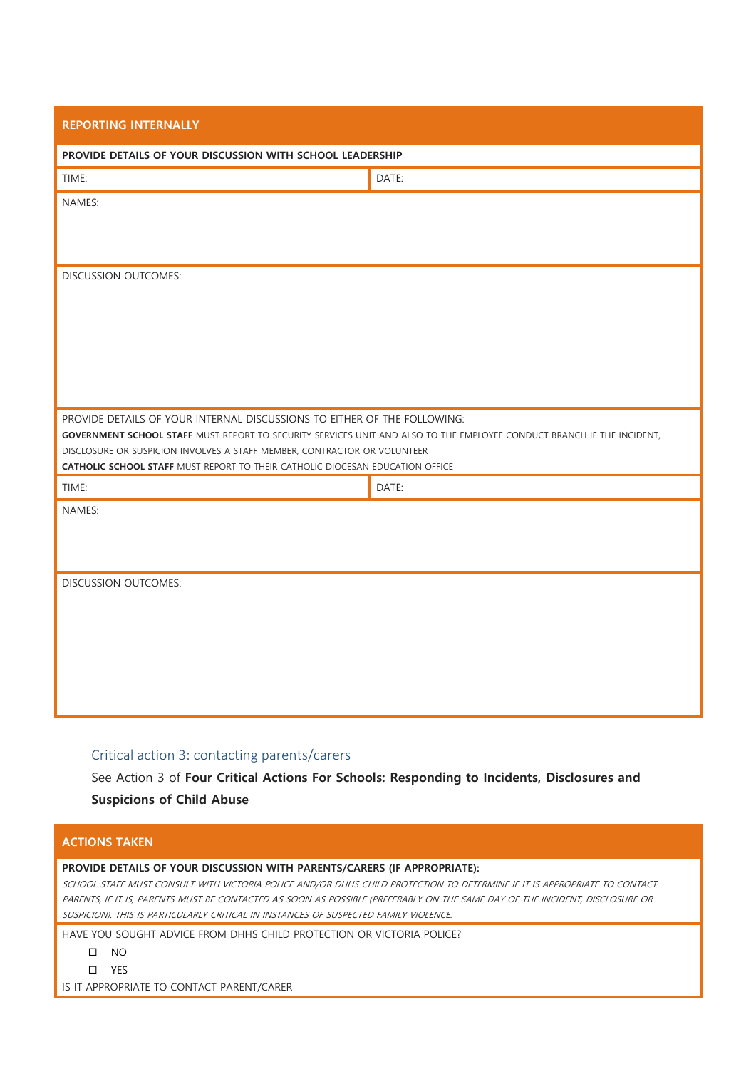| REPORTING INTERNALLY | |
| --- | --- |
| **PROVIDE DETAILS OF YOUR DISCUSSION WITH SCHOOL LEADERSHIP** | |
| TIME: | DATE: |
| NAMES: | |
| DISCUSSION OUTCOMES: | |
| PROVIDE DETAILS OF YOUR INTERNAL DISCUSSIONS TO EITHER OF THE FOLLOWING:<br>**GOVERNMENT SCHOOL STAFF** MUST REPORT TO SECURITY SERVICES UNIT AND ALSO TO THE EMPLOYEE CONDUCT BRANCH IF THE INCIDENT, DISCLOSURE OR SUSPICION INVOLVES A STAFF MEMBER, CONTRACTOR OR VOLUNTEER<br>**CATHOLIC SCHOOL STAFF** MUST REPORT TO THEIR CATHOLIC DIOCESAN EDUCATION OFFICE | |
| TIME: | DATE: |
| NAMES: | |
| DISCUSSION OUTCOMES: | |

## Critical action 3: contacting parents/carers

See Action 3 of **Four Critical Actions For Schools: Responding to Incidents, Disclosures and Suspicions of Child Abuse**

| ACTIONS TAKEN |
| --- |
| **PROVIDE DETAILS OF YOUR DISCUSSION WITH PARENTS/CARERS (IF APPROPRIATE):**<br>*SCHOOL STAFF MUST CONSULT WITH VICTORIA POLICE AND/OR DHHS CHILD PROTECTION TO DETERMINE IF IT IS APPROPRIATE TO CONTACT PARENTS, IF IT IS, PARENTS MUST BE CONTACTED AS SOON AS POSSIBLE (PREFERABLY ON THE SAME DAY OF THE INCIDENT, DISCLOSURE OR SUSPICION). THIS IS PARTICULARLY CRITICAL IN INSTANCES OF SUSPECTED FAMILY VIOLENCE.* |
| HAVE YOU SOUGHT ADVICE FROM DHHS CHILD PROTECTION OR VICTORIA POLICE?<br>☐ NO<br>☐ YES<br>IS IT APPROPRIATE TO CONTACT PARENT/CARER |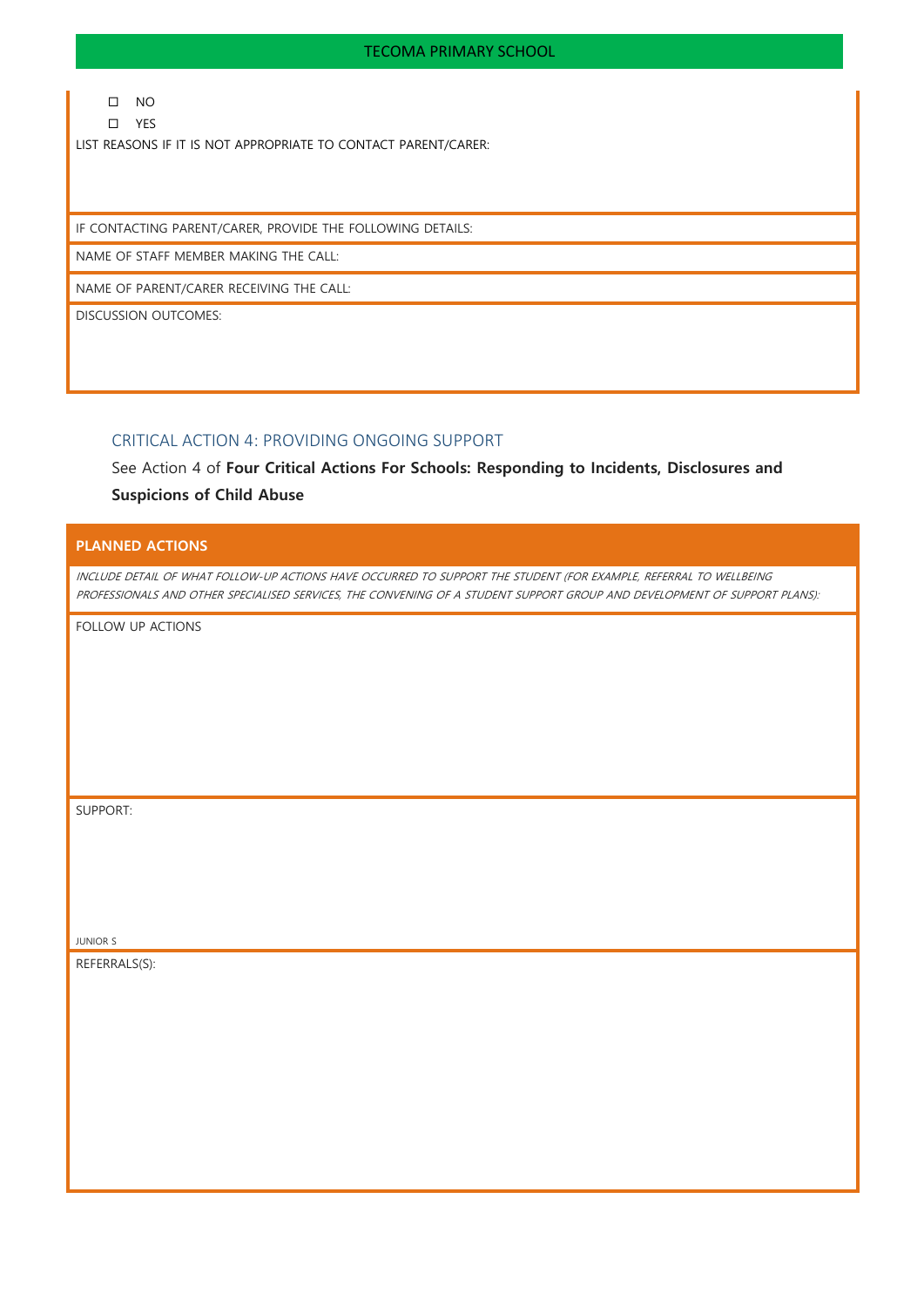- ☐ NO
- ☐ YES

LIST REASONS IF IT IS NOT APPROPRIATE TO CONTACT PARENT/CARER:

IF CONTACTING PARENT/CARER, PROVIDE THE FOLLOWING DETAILS:

NAME OF STAFF MEMBER MAKING THE CALL:

NAME OF PARENT/CARER RECEIVING THE CALL:

DISCUSSION OUTCOMES:

### CRITICAL ACTION 4: PROVIDING ONGOING SUPPORT

See Action 4 of **Four Critical Actions For Schools: Responding to Incidents, Disclosures and Suspicions of Child Abuse**

**PLANNED ACTIONS**

*INCLUDE DETAIL OF WHAT FOLLOW-UP ACTIONS HAVE OCCURRED TO SUPPORT THE STUDENT (FOR EXAMPLE, REFERRAL TO WELLBEING PROFESSIONALS AND OTHER SPECIALISED SERVICES, THE CONVENING OF A STUDENT SUPPORT GROUP AND DEVELOPMENT OF SUPPORT PLANS):*

FOLLOW UP ACTIONS

SUPPORT:

JUNIOR S

REFERRALS(S):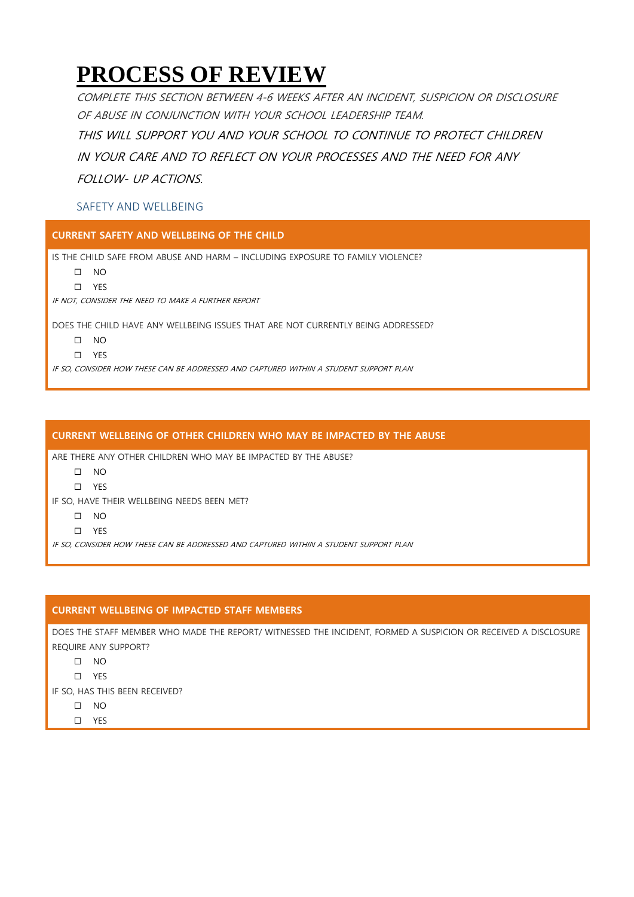# PROCESS OF REVIEW

*COMPLETE THIS SECTION BETWEEN 4-6 WEEKS AFTER AN INCIDENT, SUSPICION OR DISCLOSURE OF ABUSE IN CONJUNCTION WITH YOUR SCHOOL LEADERSHIP TEAM.*

*THIS WILL SUPPORT YOU AND YOUR SCHOOL TO CONTINUE TO PROTECT CHILDREN IN YOUR CARE AND TO REFLECT ON YOUR PROCESSES AND THE NEED FOR ANY FOLLOW- UP ACTIONS.*

## SAFETY AND WELLBEING

### CURRENT SAFETY AND WELLBEING OF THE CHILD

IS THE CHILD SAFE FROM ABUSE AND HARM – INCLUDING EXPOSURE TO FAMILY VIOLENCE?

- ☐ NO
- ☐ YES

*IF NOT, CONSIDER THE NEED TO MAKE A FURTHER REPORT*

DOES THE CHILD HAVE ANY WELLBEING ISSUES THAT ARE NOT CURRENTLY BEING ADDRESSED?

- ☐ NO
- ☐ YES

*IF SO, CONSIDER HOW THESE CAN BE ADDRESSED AND CAPTURED WITHIN A STUDENT SUPPORT PLAN*

### CURRENT WELLBEING OF OTHER CHILDREN WHO MAY BE IMPACTED BY THE ABUSE

ARE THERE ANY OTHER CHILDREN WHO MAY BE IMPACTED BY THE ABUSE?

- ☐ NO
- ☐ YES

IF SO, HAVE THEIR WELLBEING NEEDS BEEN MET?

- ☐ NO
- ☐ YES

*IF SO, CONSIDER HOW THESE CAN BE ADDRESSED AND CAPTURED WITHIN A STUDENT SUPPORT PLAN*

### CURRENT WELLBEING OF IMPACTED STAFF MEMBERS

DOES THE STAFF MEMBER WHO MADE THE REPORT/ WITNESSED THE INCIDENT, FORMED A SUSPICION OR RECEIVED A DISCLOSURE REQUIRE ANY SUPPORT?

- ☐ NO
- ☐ YES

IF SO, HAS THIS BEEN RECEIVED?

- ☐ NO
- ☐ YES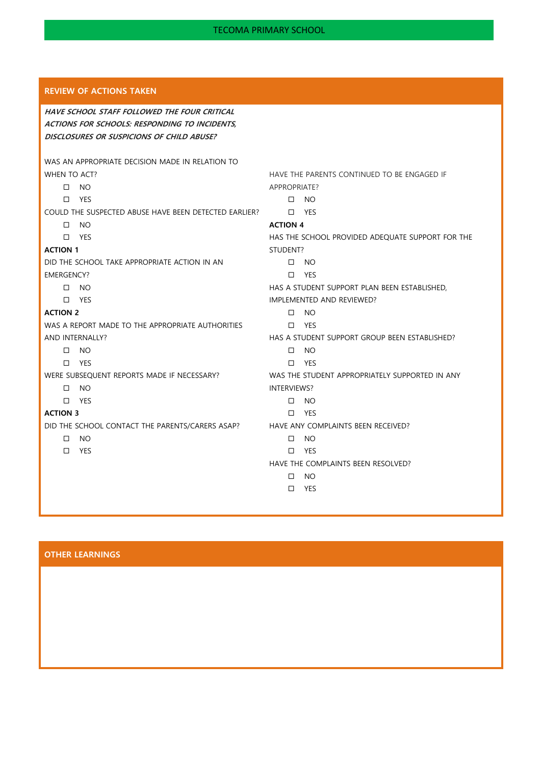## REVIEW OF ACTIONS TAKEN

***HAVE SCHOOL STAFF FOLLOWED THE FOUR CRITICAL ACTIONS FOR SCHOOLS: RESPONDING TO INCIDENTS, DISCLOSURES OR SUSPICIONS OF CHILD ABUSE?***

WAS AN APPROPRIATE DECISION MADE IN RELATION TO WHEN TO ACT?

- ☐ NO
- ☐ YES

COULD THE SUSPECTED ABUSE HAVE BEEN DETECTED EARLIER?

- ☐ NO
- ☐ YES

**ACTION 1**

DID THE SCHOOL TAKE APPROPRIATE ACTION IN AN EMERGENCY?

- ☐ NO
- ☐ YES

**ACTION 2**

WAS A REPORT MADE TO THE APPROPRIATE AUTHORITIES AND INTERNALLY?

- ☐ NO
- ☐ YES

WERE SUBSEQUENT REPORTS MADE IF NECESSARY?

- ☐ NO
- ☐ YES

**ACTION 3**

DID THE SCHOOL CONTACT THE PARENTS/CARERS ASAP?

- ☐ NO
- ☐ YES

HAVE THE PARENTS CONTINUED TO BE ENGAGED IF APPROPRIATE?

- ☐ NO
- ☐ YES

**ACTION 4**

HAS THE SCHOOL PROVIDED ADEQUATE SUPPORT FOR THE STUDENT?

- ☐ NO
- ☐ YES

HAS A STUDENT SUPPORT PLAN BEEN ESTABLISHED, IMPLEMENTED AND REVIEWED?

- ☐ NO
- ☐ YES

HAS A STUDENT SUPPORT GROUP BEEN ESTABLISHED?

- ☐ NO
- ☐ YES

WAS THE STUDENT APPROPRIATELY SUPPORTED IN ANY INTERVIEWS?

- ☐ NO
- ☐ YES

HAVE ANY COMPLAINTS BEEN RECEIVED?

- ☐ NO
- ☐ YES

HAVE THE COMPLAINTS BEEN RESOLVED?

- ☐ NO
- ☐ YES

## OTHER LEARNINGS